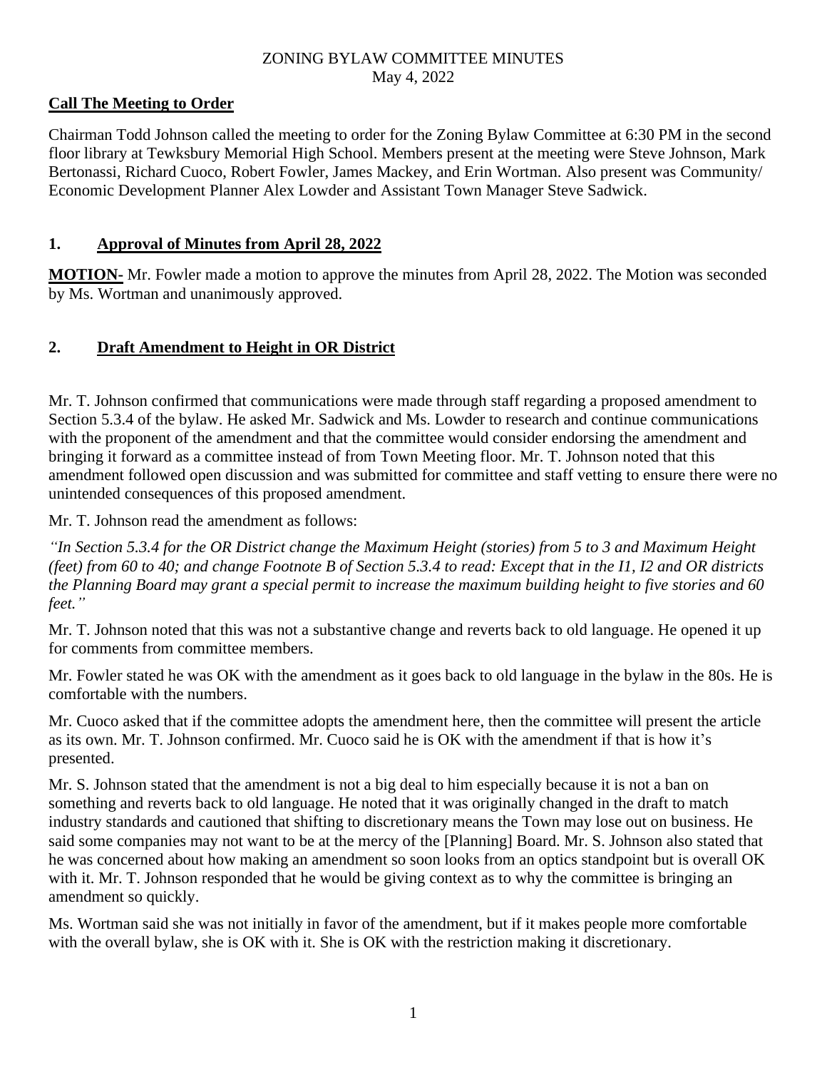ZONING BYLAW COMMITTEE MINUTES
May 4, 2022

## **Call The Meeting to Order**

Chairman Todd Johnson called the meeting to order for the Zoning Bylaw Committee at 6:30 PM in the second floor library at Tewksbury Memorial High School. Members present at the meeting were Steve Johnson, Mark Bertonassi, Richard Cuoco, Robert Fowler, James Mackey, and Erin Wortman. Also present was Community/ Economic Development Planner Alex Lowder and Assistant Town Manager Steve Sadwick.

## **1. Approval of Minutes from April 28, 2022**

**MOTION-** Mr. Fowler made a motion to approve the minutes from April 28, 2022. The Motion was seconded by Ms. Wortman and unanimously approved.

## **2. Draft Amendment to Height in OR District**

Mr. T. Johnson confirmed that communications were made through staff regarding a proposed amendment to Section 5.3.4 of the bylaw. He asked Mr. Sadwick and Ms. Lowder to research and continue communications with the proponent of the amendment and that the committee would consider endorsing the amendment and bringing it forward as a committee instead of from Town Meeting floor. Mr. T. Johnson noted that this amendment followed open discussion and was submitted for committee and staff vetting to ensure there were no unintended consequences of this proposed amendment.

Mr. T. Johnson read the amendment as follows:

*"In Section 5.3.4 for the OR District change the Maximum Height (stories) from 5 to 3 and Maximum Height (feet) from 60 to 40; and change Footnote B of Section 5.3.4 to read: Except that in the I1, I2 and OR districts the Planning Board may grant a special permit to increase the maximum building height to five stories and 60 feet."*

Mr. T. Johnson noted that this was not a substantive change and reverts back to old language. He opened it up for comments from committee members.

Mr. Fowler stated he was OK with the amendment as it goes back to old language in the bylaw in the 80s. He is comfortable with the numbers.

Mr. Cuoco asked that if the committee adopts the amendment here, then the committee will present the article as its own. Mr. T. Johnson confirmed. Mr. Cuoco said he is OK with the amendment if that is how it's presented.

Mr. S. Johnson stated that the amendment is not a big deal to him especially because it is not a ban on something and reverts back to old language. He noted that it was originally changed in the draft to match industry standards and cautioned that shifting to discretionary means the Town may lose out on business. He said some companies may not want to be at the mercy of the [Planning] Board. Mr. S. Johnson also stated that he was concerned about how making an amendment so soon looks from an optics standpoint but is overall OK with it. Mr. T. Johnson responded that he would be giving context as to why the committee is bringing an amendment so quickly.

Ms. Wortman said she was not initially in favor of the amendment, but if it makes people more comfortable with the overall bylaw, she is OK with it. She is OK with the restriction making it discretionary.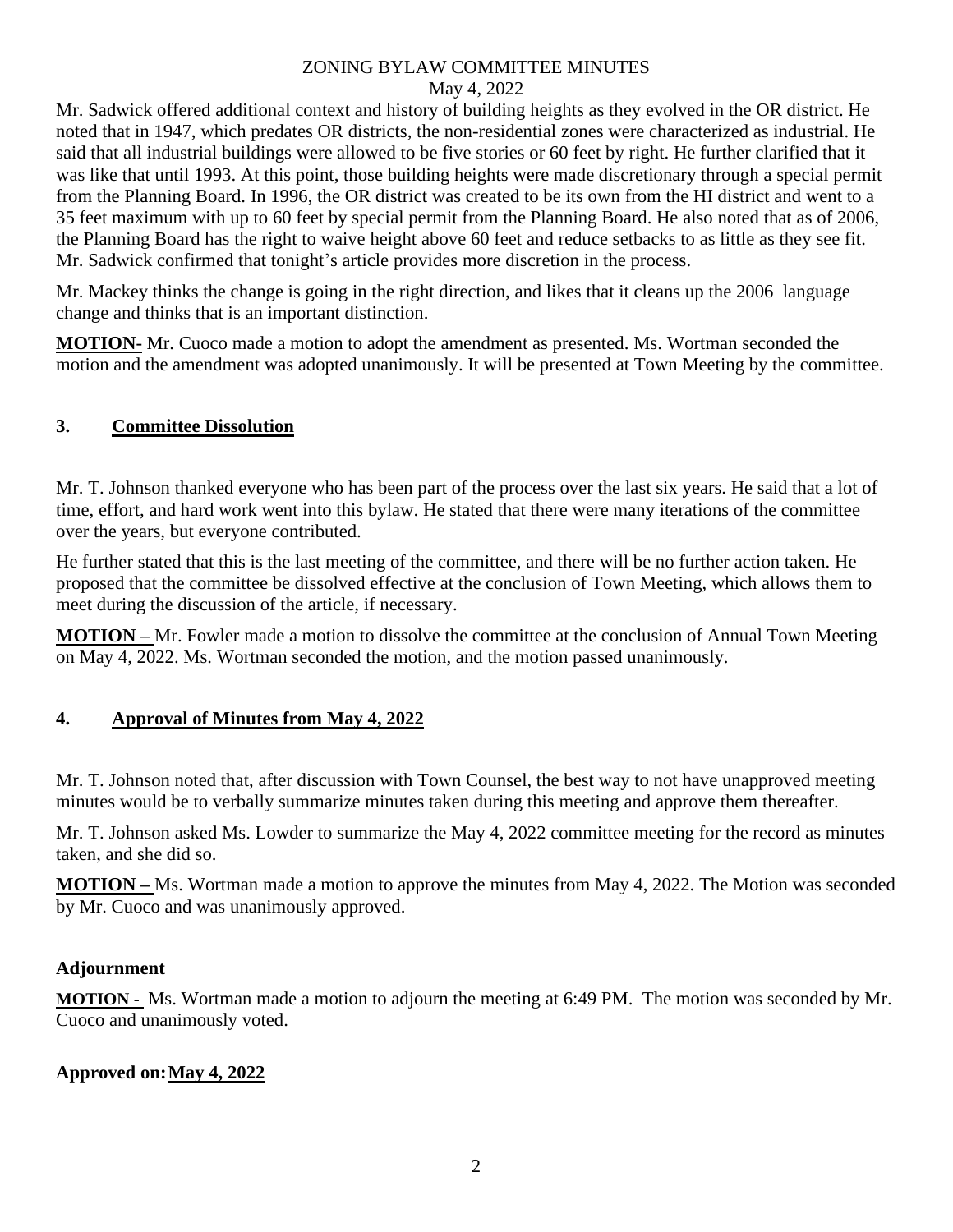Mr. Sadwick offered additional context and history of building heights as they evolved in the OR district. He noted that in 1947, which predates OR districts, the non-residential zones were characterized as industrial. He said that all industrial buildings were allowed to be five stories or 60 feet by right. He further clarified that it was like that until 1993. At this point, those building heights were made discretionary through a special permit from the Planning Board. In 1996, the OR district was created to be its own from the HI district and went to a 35 feet maximum with up to 60 feet by special permit from the Planning Board. He also noted that as of 2006, the Planning Board has the right to waive height above 60 feet and reduce setbacks to as little as they see fit. Mr. Sadwick confirmed that tonight's article provides more discretion in the process.

Mr. Mackey thinks the change is going in the right direction, and likes that it cleans up the 2006 language change and thinks that is an important distinction.

**MOTION-** Mr. Cuoco made a motion to adopt the amendment as presented. Ms. Wortman seconded the motion and the amendment was adopted unanimously. It will be presented at Town Meeting by the committee.

## 3. Committee Dissolution

Mr. T. Johnson thanked everyone who has been part of the process over the last six years. He said that a lot of time, effort, and hard work went into this bylaw. He stated that there were many iterations of the committee over the years, but everyone contributed.

He further stated that this is the last meeting of the committee, and there will be no further action taken. He proposed that the committee be dissolved effective at the conclusion of Town Meeting, which allows them to meet during the discussion of the article, if necessary.

**MOTION –** Mr. Fowler made a motion to dissolve the committee at the conclusion of Annual Town Meeting on May 4, 2022. Ms. Wortman seconded the motion, and the motion passed unanimously.

## 4. Approval of Minutes from May 4, 2022

Mr. T. Johnson noted that, after discussion with Town Counsel, the best way to not have unapproved meeting minutes would be to verbally summarize minutes taken during this meeting and approve them thereafter.

Mr. T. Johnson asked Ms. Lowder to summarize the May 4, 2022 committee meeting for the record as minutes taken, and she did so.

**MOTION –** Ms. Wortman made a motion to approve the minutes from May 4, 2022. The Motion was seconded by Mr. Cuoco and was unanimously approved.

### Adjournment

**MOTION -** Ms. Wortman made a motion to adjourn the meeting at 6:49 PM. The motion was seconded by Mr. Cuoco and unanimously voted.

**Approved on: May 4, 2022**